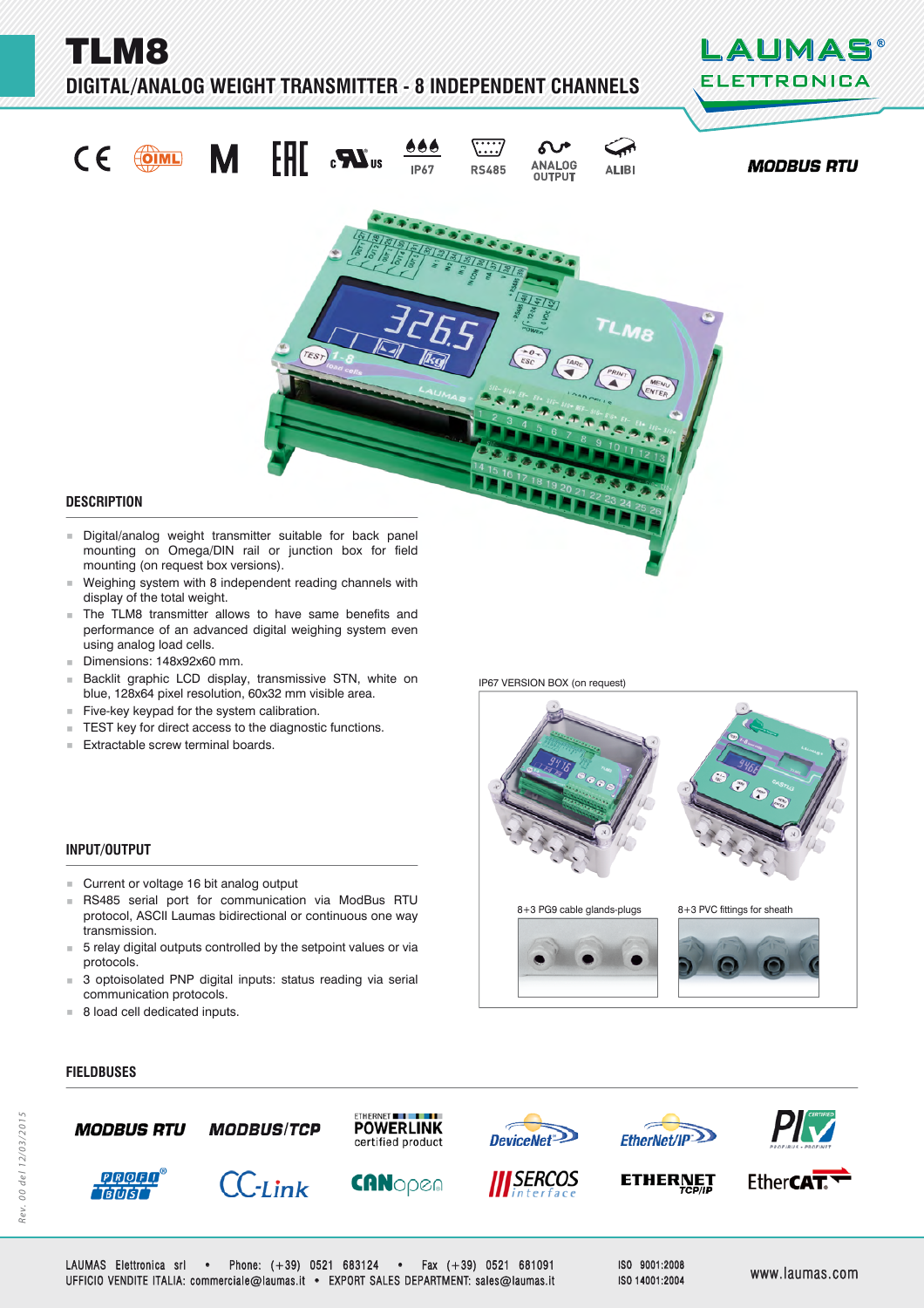# TLM8

## DIGITAL/ANALOG WEIGHT TRANSMITTER - 8 INDEPENDENT CHANNELS

IP67 RS485 ANALOG OUTPUT ALIBI

MODBUS RTU

## DESCRIPTION

- Digital/analog weight transmitter suitable for back panel mounting on Omega/DIN rail or junction box for field mounting (on request box versions).
- Weighing system with 8 independent reading channels with display of the total weight.
- The TLM8 transmitter allows to have same benefits and performance of an advanced digital weighing system even using analog load cells.
- Dimensions: 148x92x60 mm.
- Backlit graphic LCD display, transmissive STN, white on blue, 128x64 pixel resolution, 60x32 mm visible area.
- Five-key keypad for the system calibration.
- TEST key for direct access to the diagnostic functions.
- Extractable screw terminal boards.

IP67 VERSION BOX (on request)

8+3 PG9 cable glands-plugs

8+3 PVC fittings for sheath

## INPUT/OUTPUT

- Current or voltage 16 bit analog output
- RS485 serial port for communication via ModBus RTU protocol, ASCII Laumas bidirectional or continuous one way transmission.
- 5 relay digital outputs controlled by the setpoint values or via protocols.
- 3 optoisolated PNP digital inputs: status reading via serial communication protocols.
- 8 load cell dedicated inputs.

## FIELDBUSES

MODBUS RTU · MODBUS/TCP · ETHERNET POWERLINK certified product · DeviceNet · EtherNet/IP · PI PROFIBUS • PROFINET · PROFI BUS · CC-Link · CANopen · SERCOS interface · ETHERNET TCP/IP · EtherCAT

LAUMAS Elettronica srl • Phone: (+39) 0521 683124 • Fax (+39) 0521 681091
UFFICIO VENDITE ITALIA: commerciale@laumas.it • EXPORT SALES DEPARTMENT: sales@laumas.it

ISO 9001:2008
ISO 14001:2004

www.laumas.com

Rev. 00 del 12/03/2015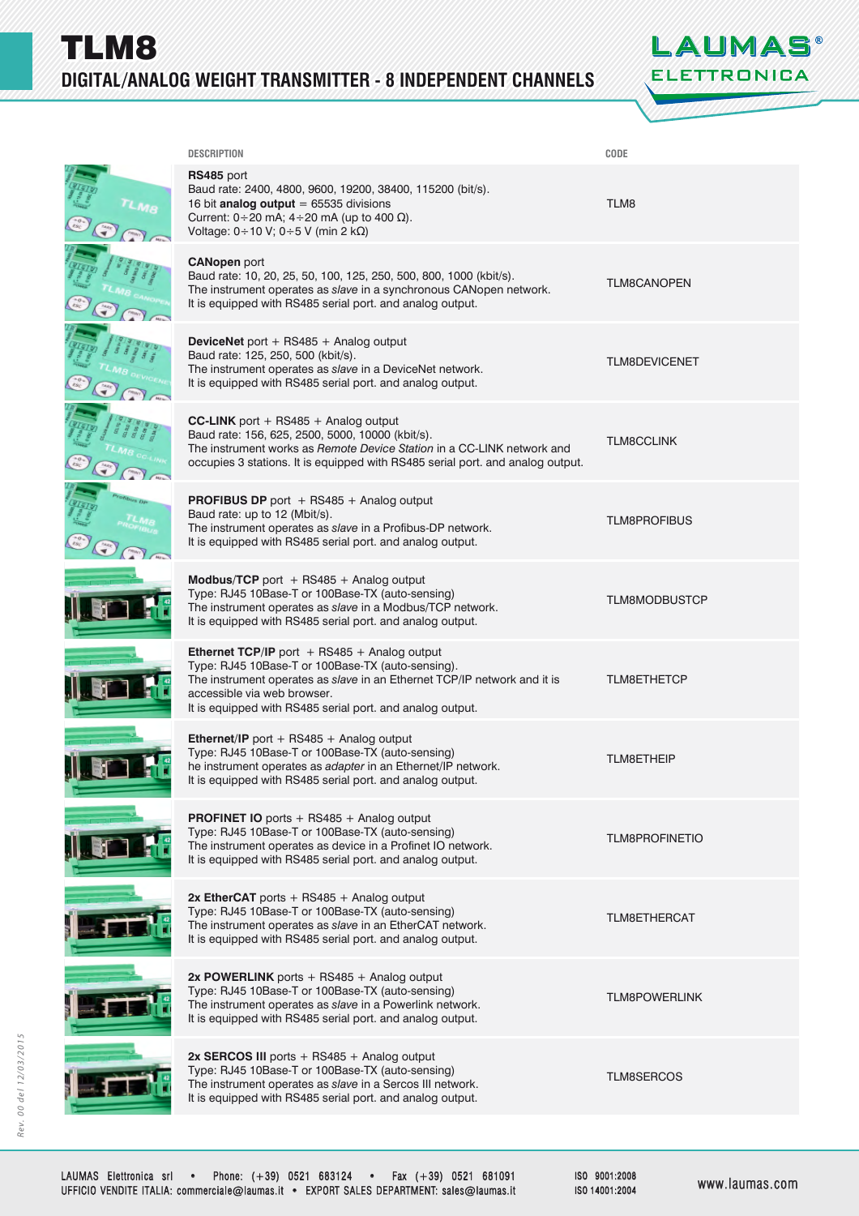# TLM8

## DIGITAL/ANALOG WEIGHT TRANSMITTER - 8 INDEPENDENT CHANNELS

| DESCRIPTION | CODE |
|---|---|
| **RS485** port<br>Baud rate: 2400, 4800, 9600, 19200, 38400, 115200 (bit/s).<br>16 bit **analog output** = 65535 divisions<br>Current: 0÷20 mA; 4÷20 mA (up to 400 Ω).<br>Voltage: 0÷10 V; 0÷5 V (min 2 kΩ) | TLM8 |
| **CANopen** port<br>Baud rate: 10, 20, 25, 50, 100, 125, 250, 500, 800, 1000 (kbit/s).<br>The instrument operates as *slave* in a synchronous CANopen network.<br>It is equipped with RS485 serial port. and analog output. | TLM8CANOPEN |
| **DeviceNet** port + RS485 + Analog output<br>Baud rate: 125, 250, 500 (kbit/s).<br>The instrument operates as *slave* in a DeviceNet network.<br>It is equipped with RS485 serial port. and analog output. | TLM8DEVICENET |
| **CC-LINK** port + RS485 + Analog output<br>Baud rate: 156, 625, 2500, 5000, 10000 (kbit/s).<br>The instrument works as *Remote Device Station* in a CC-LINK network and occupies 3 stations. It is equipped with RS485 serial port. and analog output. | TLM8CCLINK |
| **PROFIBUS DP** port + RS485 + Analog output<br>Baud rate: up to 12 (Mbit/s).<br>The instrument operates as *slave* in a Profibus-DP network.<br>It is equipped with RS485 serial port. and analog output. | TLM8PROFIBUS |
| **Modbus/TCP** port + RS485 + Analog output<br>Type: RJ45 10Base-T or 100Base-TX (auto-sensing)<br>The instrument operates as *slave* in a Modbus/TCP network.<br>It is equipped with RS485 serial port. and analog output. | TLM8MODBUSTCP |
| **Ethernet TCP/IP** port + RS485 + Analog output<br>Type: RJ45 10Base-T or 100Base-TX (auto-sensing).<br>The instrument operates as *slave* in an Ethernet TCP/IP network and it is accessible via web browser.<br>It is equipped with RS485 serial port. and analog output. | TLM8ETHETCP |
| **Ethernet/IP** port + RS485 + Analog output<br>Type: RJ45 10Base-T or 100Base-TX (auto-sensing)<br>he instrument operates as *adapter* in an Ethernet/IP network.<br>It is equipped with RS485 serial port. and analog output. | TLM8ETHEIP |
| **PROFINET IO** ports + RS485 + Analog output<br>Type: RJ45 10Base-T or 100Base-TX (auto-sensing)<br>The instrument operates as device in a Profinet IO network.<br>It is equipped with RS485 serial port. and analog output. | TLM8PROFINETIO |
| **2x EtherCAT** ports + RS485 + Analog output<br>Type: RJ45 10Base-T or 100Base-TX (auto-sensing)<br>The instrument operates as *slave* in an EtherCAT network.<br>It is equipped with RS485 serial port. and analog output. | TLM8ETHERCAT |
| **2x POWERLINK** ports + RS485 + Analog output<br>Type: RJ45 10Base-T or 100Base-TX (auto-sensing)<br>The instrument operates as *slave* in a Powerlink network.<br>It is equipped with RS485 serial port. and analog output. | TLM8POWERLINK |
| **2x SERCOS III** ports + RS485 + Analog output<br>Type: RJ45 10Base-T or 100Base-TX (auto-sensing)<br>The instrument operates as *slave* in a Sercos III network.<br>It is equipped with RS485 serial port. and analog output. | TLM8SERCOS |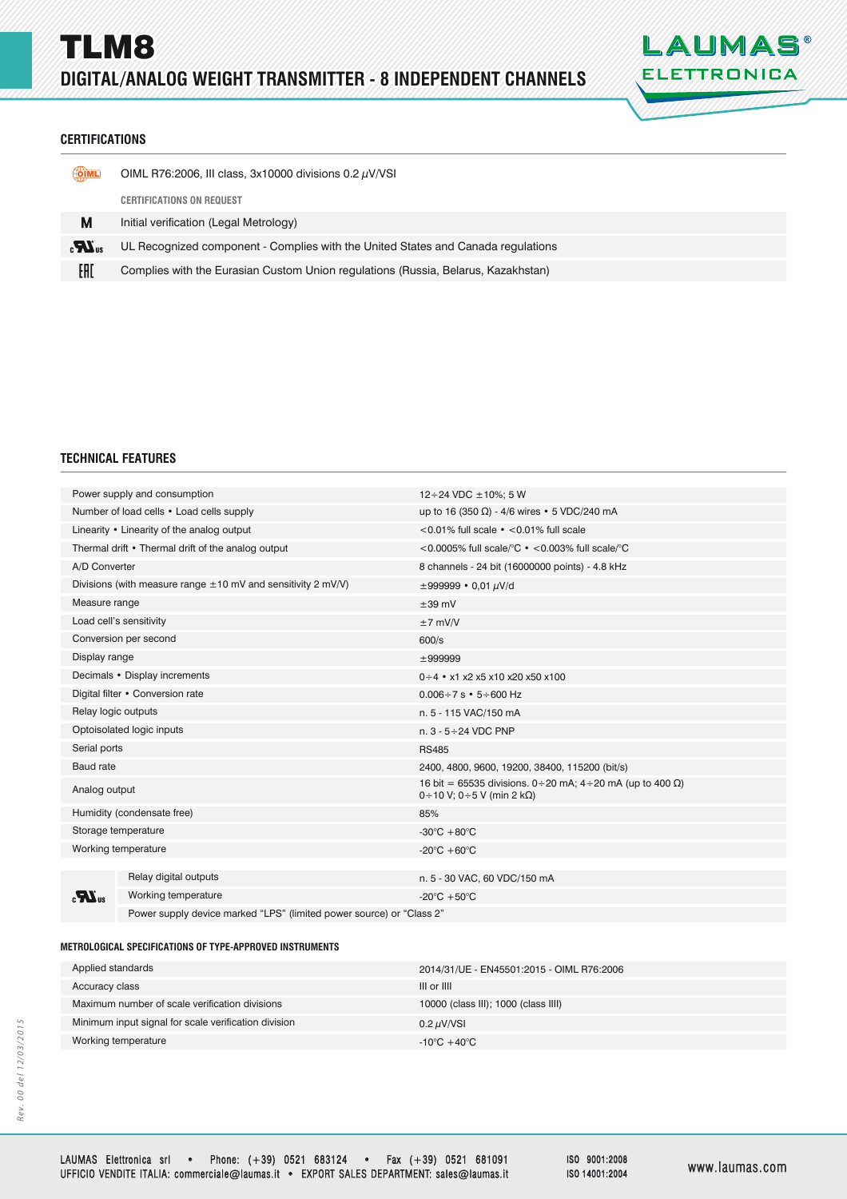# TLM8

## DIGITAL/ANALOG WEIGHT TRANSMITTER - 8 INDEPENDENT CHANNELS

### CERTIFICATIONS

| | |
|---|---|
| OIML | OIML R76:2006, III class, 3x10000 divisions 0.2 $\mu$V/VSI |
| | **CERTIFICATIONS ON REQUEST** |
| M | Initial verification (Legal Metrology) |
| cULus | UL Recognized component - Complies with the United States and Canada regulations |
| EAC | Complies with the Eurasian Custom Union regulations (Russia, Belarus, Kazakhstan) |

### TECHNICAL FEATURES

| | |
|---|---|
| Power supply and consumption | 12÷24 VDC ±10%; 5 W |
| Number of load cells • Load cells supply | up to 16 (350 Ω) - 4/6 wires • 5 VDC/240 mA |
| Linearity • Linearity of the analog output | <0.01% full scale • <0.01% full scale |
| Thermal drift • Thermal drift of the analog output | <0.0005% full scale/°C • <0.003% full scale/°C |
| A/D Converter | 8 channels - 24 bit (16000000 points) - 4.8 kHz |
| Divisions (with measure range ±10 mV and sensitivity 2 mV/V) | ±999999 • 0,01 $\mu$V/d |
| Measure range | ±39 mV |
| Load cell's sensitivity | ±7 mV/V |
| Conversion per second | 600/s |
| Display range | ±999999 |
| Decimals • Display increments | 0÷4 • x1 x2 x5 x10 x20 x50 x100 |
| Digital filter • Conversion rate | 0.006÷7 s • 5÷600 Hz |
| Relay logic outputs | n. 5 - 115 VAC/150 mA |
| Optoisolated logic inputs | n. 3 - 5÷24 VDC PNP |
| Serial ports | RS485 |
| Baud rate | 2400, 4800, 9600, 19200, 38400, 115200 (bit/s) |
| Analog output | 16 bit = 65535 divisions. 0÷20 mA; 4÷20 mA (up to 400 Ω) 0÷10 V; 0÷5 V (min 2 kΩ) |
| Humidity (condensate free) | 85% |
| Storage temperature | -30°C +80°C |
| Working temperature | -20°C +60°C |

| cULus | | |
|---|---|---|
| | Relay digital outputs | n. 5 - 30 VAC, 60 VDC/150 mA |
| | Working temperature | -20°C +50°C |
| | Power supply device marked "LPS" (limited power source) or "Class 2" | |

#### METROLOGICAL SPECIFICATIONS OF TYPE-APPROVED INSTRUMENTS

| | |
|---|---|
| Applied standards | 2014/31/UE - EN45501:2015 - OIML R76:2006 |
| Accuracy class | III or IIII |
| Maximum number of scale verification divisions | 10000 (class III); 1000 (class IIII) |
| Minimum input signal for scale verification division | 0.2 $\mu$V/VSI |
| Working temperature | -10°C +40°C |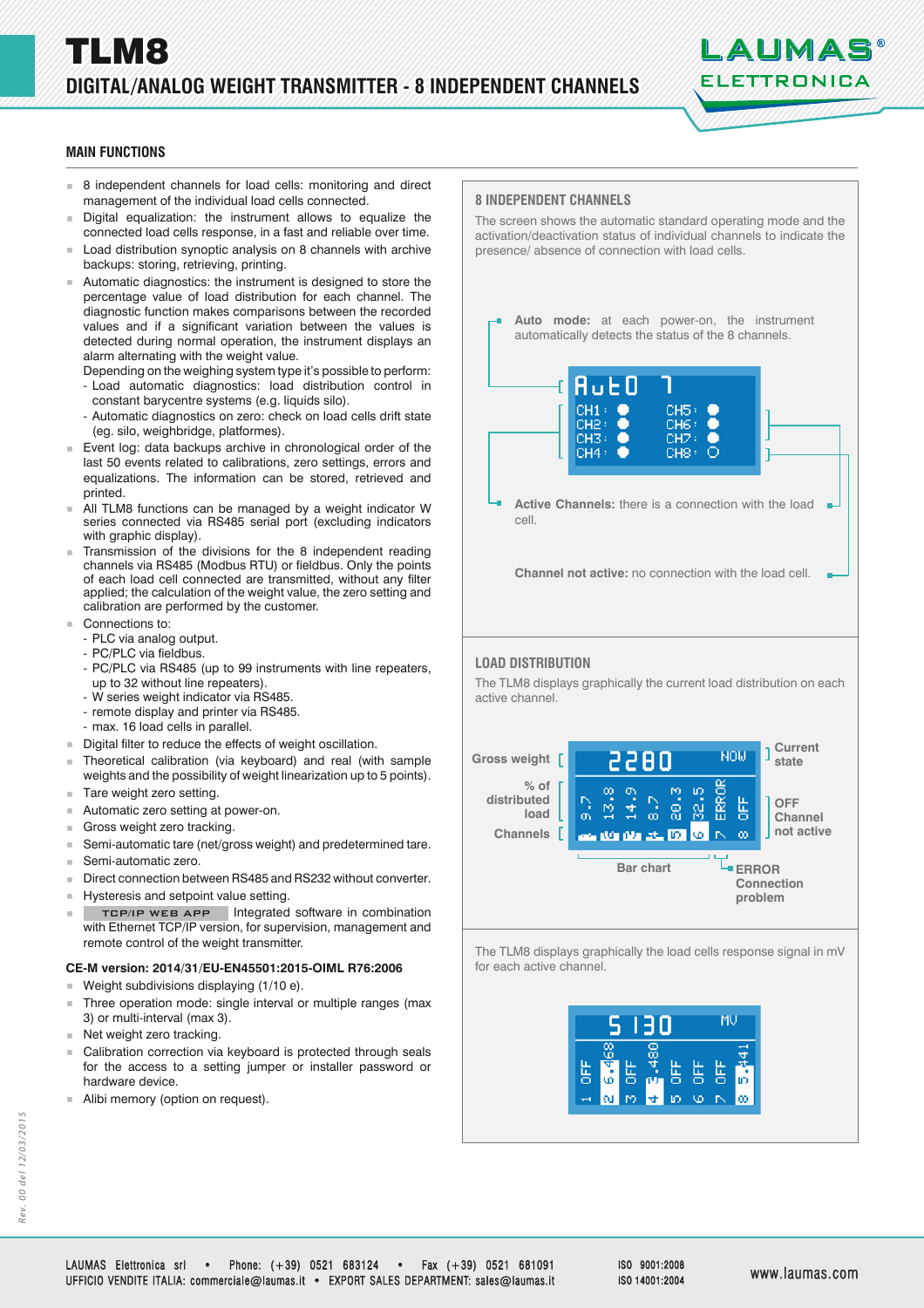# TLM8

## DIGITAL/ANALOG WEIGHT TRANSMITTER - 8 INDEPENDENT CHANNELS

### MAIN FUNCTIONS

- 8 independent channels for load cells: monitoring and direct management of the individual load cells connected.
- Digital equalization: the instrument allows to equalize the connected load cells response, in a fast and reliable over time.
- Load distribution synoptic analysis on 8 channels with archive backups: storing, retrieving, printing.
- Automatic diagnostics: the instrument is designed to store the percentage value of load distribution for each channel. The diagnostic function makes comparisons between the recorded values and if a significant variation between the values is detected during normal operation, the instrument displays an alarm alternating with the weight value.
  Depending on the weighing system type it's possible to perform:
  - Load automatic diagnostics: load distribution control in constant barycentre systems (e.g. liquids silo).
  - Automatic diagnostics on zero: check on load cells drift state (eg. silo, weighbridge, platformes).
- Event log: data backups archive in chronological order of the last 50 events related to calibrations, zero settings, errors and equalizations. The information can be stored, retrieved and printed.
- All TLM8 functions can be managed by a weight indicator W series connected via RS485 serial port (excluding indicators with graphic display).
- Transmission of the divisions for the 8 independent reading channels via RS485 (Modbus RTU) or fieldbus. Only the points of each load cell connected are transmitted, without any filter applied; the calculation of the weight value, the zero setting and calibration are performed by the customer.
- Connections to:
  - PLC via analog output.
  - PC/PLC via fieldbus.
  - PC/PLC via RS485 (up to 99 instruments with line repeaters, up to 32 without line repeaters).
  - W series weight indicator via RS485.
  - remote display and printer via RS485.
  - max. 16 load cells in parallel.
- Digital filter to reduce the effects of weight oscillation.
- Theoretical calibration (via keyboard) and real (with sample weights and the possibility of weight linearization up to 5 points).
- Tare weight zero setting.
- Automatic zero setting at power-on.
- Gross weight zero tracking.
- Semi-automatic tare (net/gross weight) and predetermined tare.
- Semi-automatic zero.
- Direct connection between RS485 and RS232 without converter.
- Hysteresis and setpoint value setting.
- TCP/IP WEB APP Integrated software in combination with Ethernet TCP/IP version, for supervision, management and remote control of the weight transmitter.

**CE-M version: 2014/31/EU-EN45501:2015-OIML R76:2006**

- Weight subdivisions displaying (1/10 e).
- Three operation mode: single interval or multiple ranges (max 3) or multi-interval (max 3).
- Net weight zero tracking.
- Calibration correction via keyboard is protected through seals for the access to a setting jumper or installer password or hardware device.
- Alibi memory (option on request).

### 8 INDEPENDENT CHANNELS

The screen shows the automatic standard operating mode and the activation/deactivation status of individual channels to indicate the presence/ absence of connection with load cells.

- **Auto mode:** at each power-on, the instrument automatically detects the status of the 8 channels.

AutO 7
CH1: ● CH5: ●
CH2: ● CH6: ●
CH3: ● CH7: ●
CH4: ● CH8: ○

- **Active Channels:** there is a connection with the load cell.
- **Channel not active:** no connection with the load cell.

### LOAD DISTRIBUTION

The TLM8 displays graphically the current load distribution on each active channel.

Gross weight: 2280 — NOW (Current state)

% of distributed load: 9.7, 13.8, 14.9, 8.7, 20.3, 32.5, ERROR, OFF

Channels: 1, 2, 3, 4, 5, 6, 7, 8

Bar chart — ERROR: Connection problem — OFF: Channel not active

The TLM8 displays graphically the load cells response signal in mV for each active channel.

5 130 — MV

1 OFF, 2 6.468, 3 OFF, 4 3.480, 5 OFF, 6 OFF, 7 OFF, 8 5.441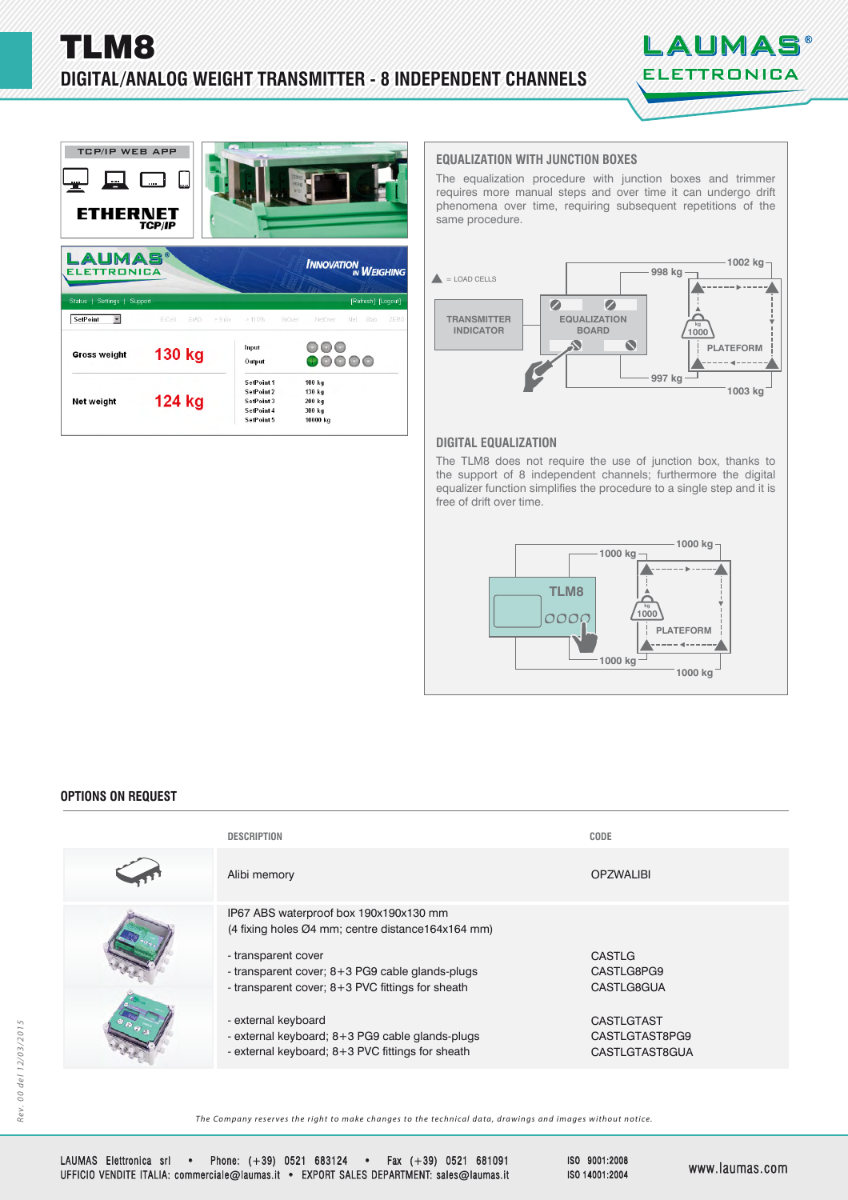# TLM8

## DIGITAL/ANALOG WEIGHT TRANSMITTER - 8 INDEPENDENT CHANNELS

TCP/IP WEB APP

ETHERNET TCP/IP

Gross weight 130 kg

Net weight 124 kg

### EQUALIZATION WITH JUNCTION BOXES

The equalization procedure with junction boxes and trimmer requires more manual steps and over time it can undergo drift phenomena over time, requiring subsequent repetitions of the same procedure.

= LOAD CELLS

TRANSMITTER INDICATOR

EQUALIZATION BOARD

998 kg
1002 kg
997 kg
1003 kg
1000
PLATEFORM

### DIGITAL EQUALIZATION

The TLM8 does not require the use of junction box, thanks to the support of 8 independent channels; furthermore the digital equalizer function simplifies the procedure to a single step and it is free of drift over time.

TLM8
1000 kg
1000 kg
1000 kg
1000 kg
1000
PLATEFORM

### OPTIONS ON REQUEST

| DESCRIPTION | CODE |
|---|---|
| Alibi memory | OPZWALIBI |
| IP67 ABS waterproof box 190x190x130 mm (4 fixing holes Ø4 mm; centre distance164x164 mm) | |
| - transparent cover | CASTLG |
| - transparent cover; 8+3 PG9 cable glands-plugs | CASTLG8PG9 |
| - transparent cover; 8+3 PVC fittings for sheath | CASTLG8GUA |
| - external keyboard | CASTLGTAST |
| - external keyboard; 8+3 PG9 cable glands-plugs | CASTLGTAST8PG9 |
| - external keyboard; 8+3 PVC fittings for sheath | CASTLGTAST8GUA |

*The Company reserves the right to make changes to the technical data, drawings and images without notice.*

Rev. 00 del 12/03/2015

LAUMAS Elettronica srl • Phone: (+39) 0521 683124 • Fax (+39) 0521 681091
UFFICIO VENDITE ITALIA: commerciale@laumas.it • EXPORT SALES DEPARTMENT: sales@laumas.it

ISO 9001:2008
ISO 14001:2004

www.laumas.com